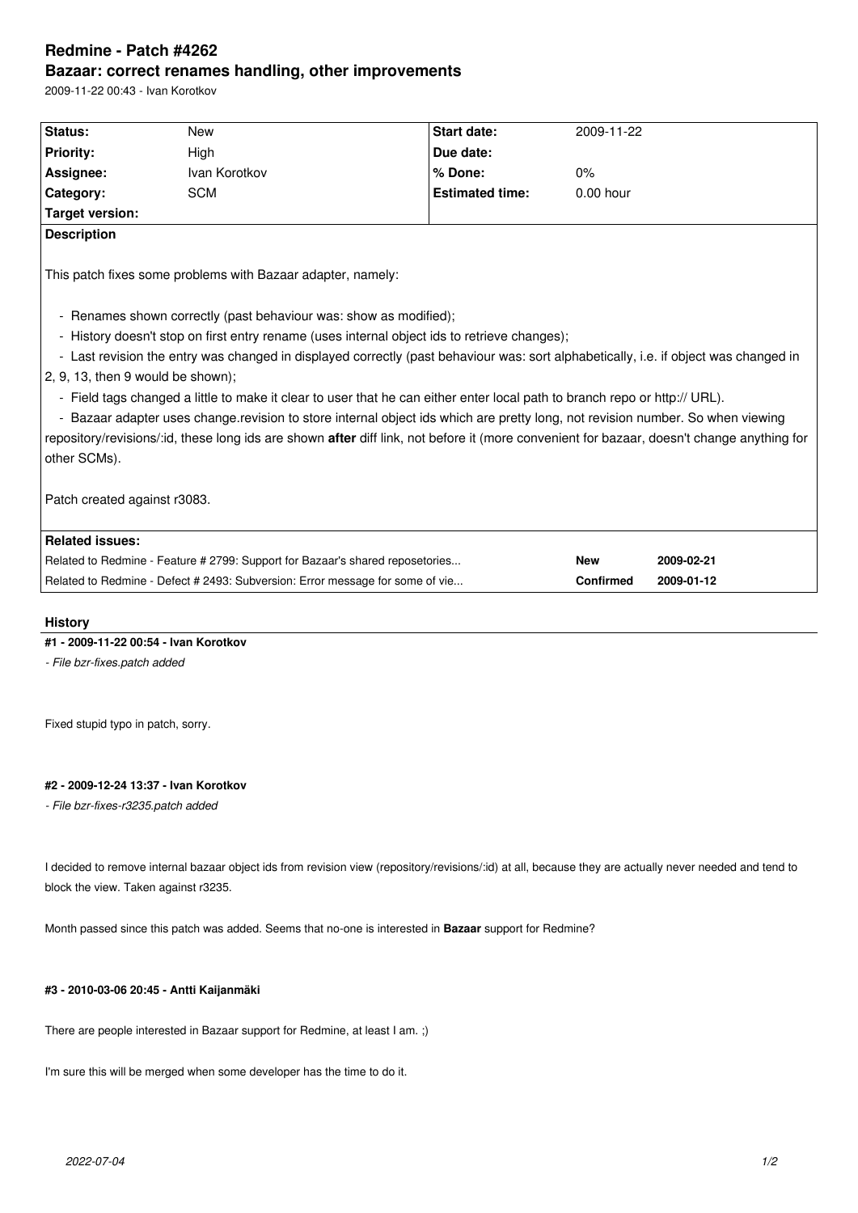# Redmine - Patch #4262

## Bazaar: correct renames handling, other improvements

2009-11-22 00:43 - Ivan Korotkov

| Status: | New | Start date: | 2009-11-22 |
|---|---|---|---|
| Priority: | High | Due date: | |
| Assignee: | Ivan Korotkov | % Done: | 0% |
| Category: | SCM | Estimated time: | 0.00 hour |
| Target version: | | | |

**Description**

This patch fixes some problems with Bazaar adapter, namely:

- Renames shown correctly (past behaviour was: show as modified);
- History doesn't stop on first entry rename (uses internal object ids to retrieve changes);
- Last revision the entry was changed in displayed correctly (past behaviour was: sort alphabetically, i.e. if object was changed in 2, 9, 13, then 9 would be shown);
- Field tags changed a little to make it clear to user that he can either enter local path to branch repo or http:// URL).
- Bazaar adapter uses change.revision to store internal object ids which are pretty long, not revision number. So when viewing repository/revisions/:id, these long ids are shown **after** diff link, not before it (more convenient for bazaar, doesn't change anything for other SCMs).

Patch created against r3083.

**Related issues:**

| | | |
|---|---|---|
| Related to Redmine - Feature # 2799: Support for Bazaar's shared reposetories... | **New** | **2009-02-21** |
| Related to Redmine - Defect # 2493: Subversion: Error message for some of vie... | **Confirmed** | **2009-01-12** |

## History

### #1 - 2009-11-22 00:54 - Ivan Korotkov

*- File bzr-fixes.patch added*

Fixed stupid typo in patch, sorry.

### #2 - 2009-12-24 13:37 - Ivan Korotkov

*- File bzr-fixes-r3235.patch added*

I decided to remove internal bazaar object ids from revision view (repository/revisions/:id) at all, because they are actually never needed and tend to block the view. Taken against r3235.

Month passed since this patch was added. Seems that no-one is interested in **Bazaar** support for Redmine?

### #3 - 2010-03-06 20:45 - Antti Kaijanmäki

There are people interested in Bazaar support for Redmine, at least I am. ;)

I'm sure this will be merged when some developer has the time to do it.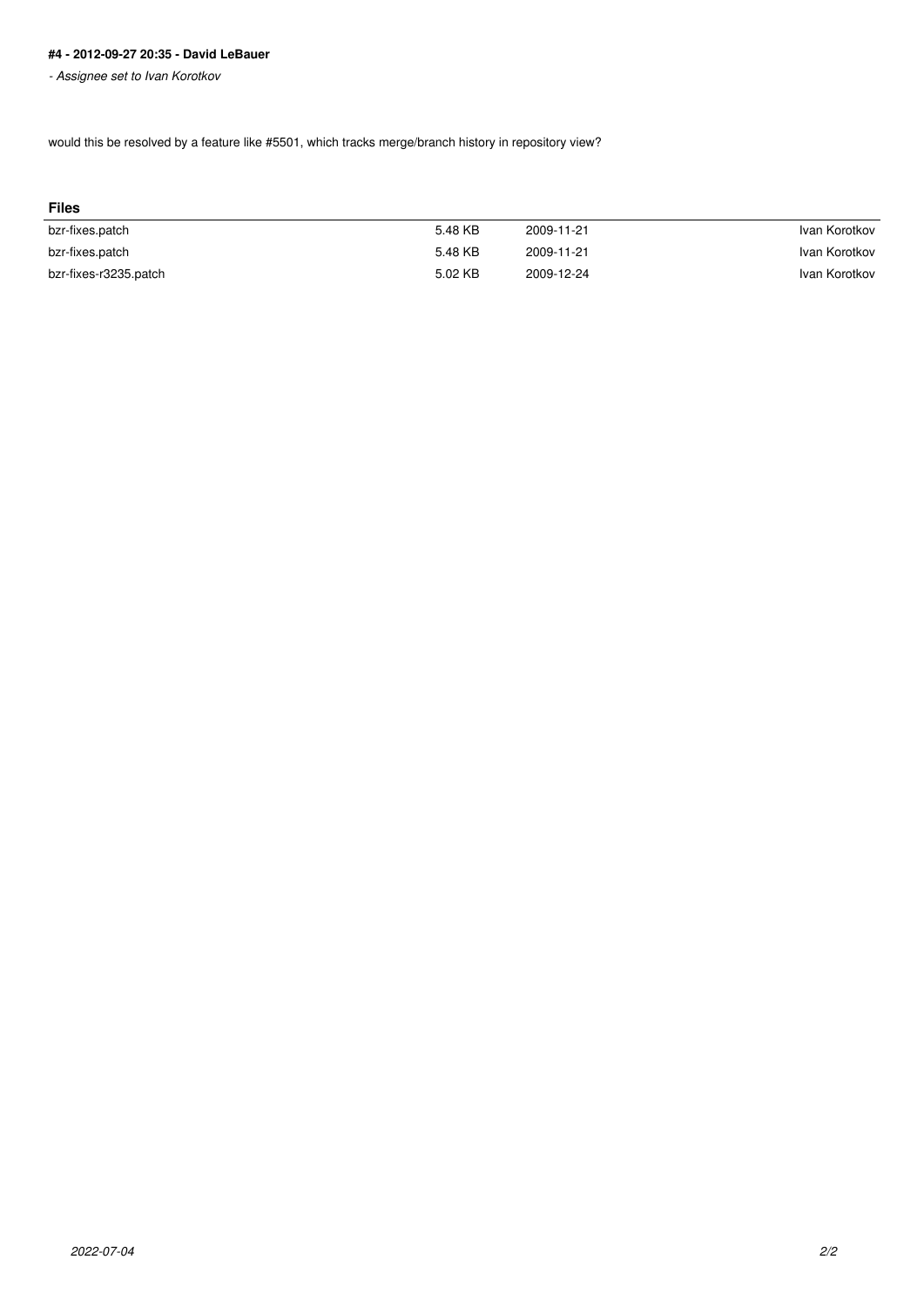#### #4 - 2012-09-27 20:35 - David LeBauer

*- Assignee set to Ivan Korotkov*

would this be resolved by a feature like #5501, which tracks merge/branch history in repository view?

### Files

| | | | |
|---|---|---|---|
| bzr-fixes.patch | 5.48 KB | 2009-11-21 | Ivan Korotkov |
| bzr-fixes.patch | 5.48 KB | 2009-11-21 | Ivan Korotkov |
| bzr-fixes-r3235.patch | 5.02 KB | 2009-12-24 | Ivan Korotkov |